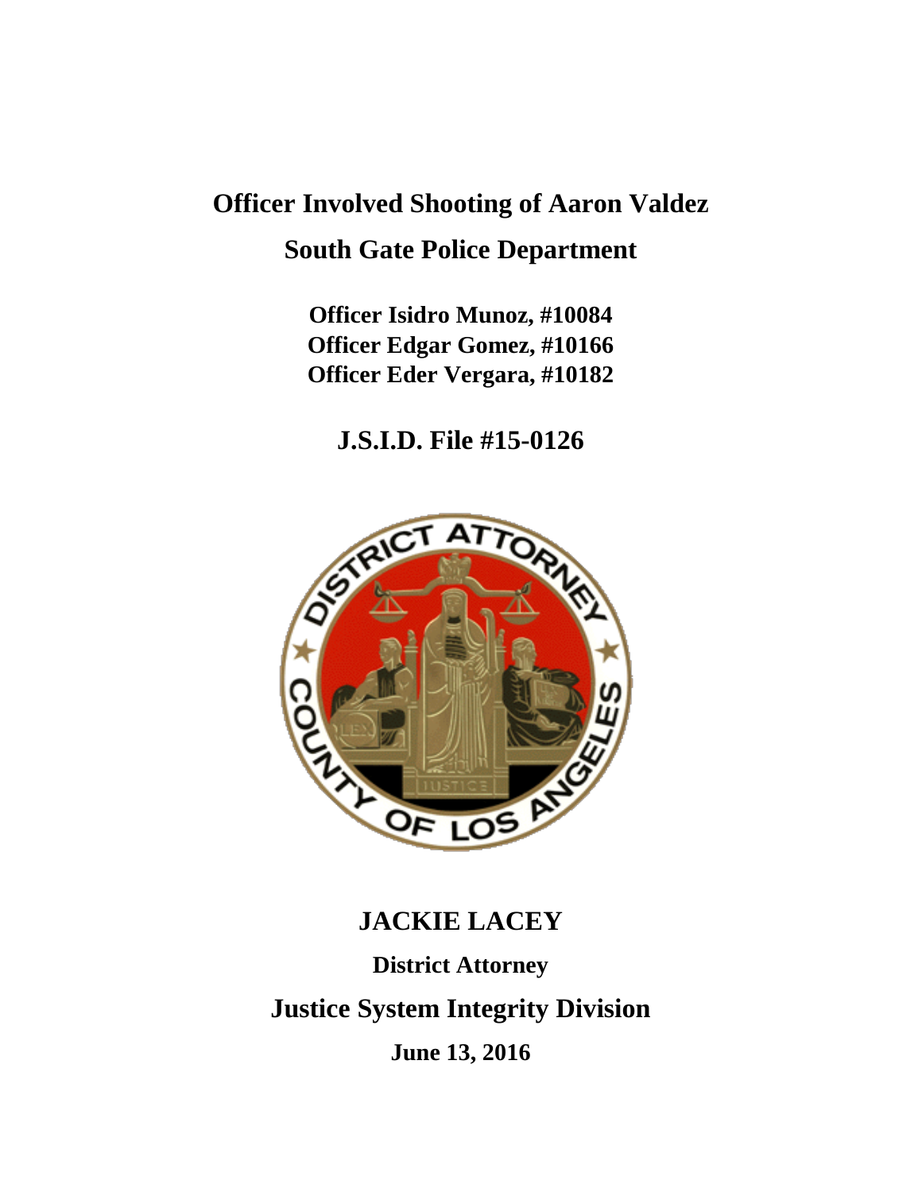# Officer Involved Shooting of Aaron Valdez

## South Gate Police Department

**Officer Isidro Munoz, #10084**
**Officer Edgar Gomez, #10166**
**Officer Eder Vergara, #10182**

## J.S.I.D. File #15-0126

## JACKIE LACEY

**District Attorney**

## Justice System Integrity Division

**June 13, 2016**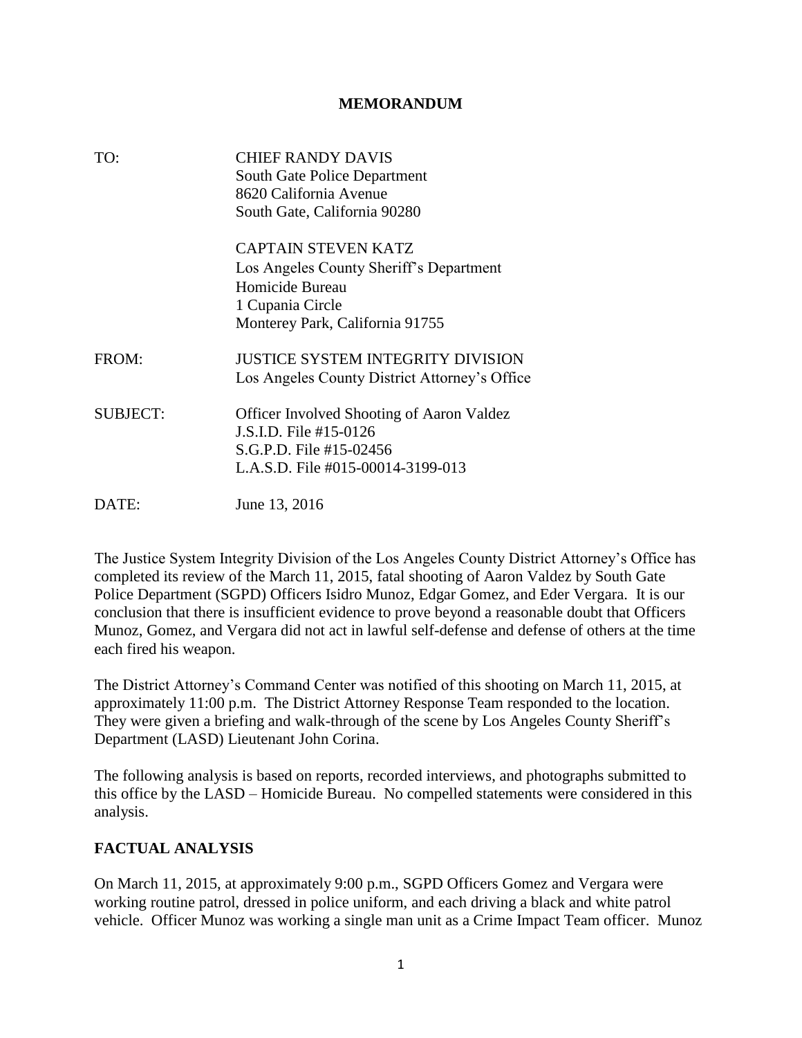**MEMORANDUM**

| | |
|---|---|
| TO: | CHIEF RANDY DAVIS<br>South Gate Police Department<br>8620 California Avenue<br>South Gate, California 90280<br><br>CAPTAIN STEVEN KATZ<br>Los Angeles County Sheriff's Department<br>Homicide Bureau<br>1 Cupania Circle<br>Monterey Park, California 91755 |
| FROM: | JUSTICE SYSTEM INTEGRITY DIVISION<br>Los Angeles County District Attorney's Office |
| SUBJECT: | Officer Involved Shooting of Aaron Valdez<br>J.S.I.D. File #15-0126<br>S.G.P.D. File #15-02456<br>L.A.S.D. File #015-00014-3199-013 |
| DATE: | June 13, 2016 |

The Justice System Integrity Division of the Los Angeles County District Attorney's Office has completed its review of the March 11, 2015, fatal shooting of Aaron Valdez by South Gate Police Department (SGPD) Officers Isidro Munoz, Edgar Gomez, and Eder Vergara. It is our conclusion that there is insufficient evidence to prove beyond a reasonable doubt that Officers Munoz, Gomez, and Vergara did not act in lawful self-defense and defense of others at the time each fired his weapon.

The District Attorney's Command Center was notified of this shooting on March 11, 2015, at approximately 11:00 p.m. The District Attorney Response Team responded to the location. They were given a briefing and walk-through of the scene by Los Angeles County Sheriff's Department (LASD) Lieutenant John Corina.

The following analysis is based on reports, recorded interviews, and photographs submitted to this office by the LASD – Homicide Bureau. No compelled statements were considered in this analysis.

## FACTUAL ANALYSIS

On March 11, 2015, at approximately 9:00 p.m., SGPD Officers Gomez and Vergara were working routine patrol, dressed in police uniform, and each driving a black and white patrol vehicle. Officer Munoz was working a single man unit as a Crime Impact Team officer. Munoz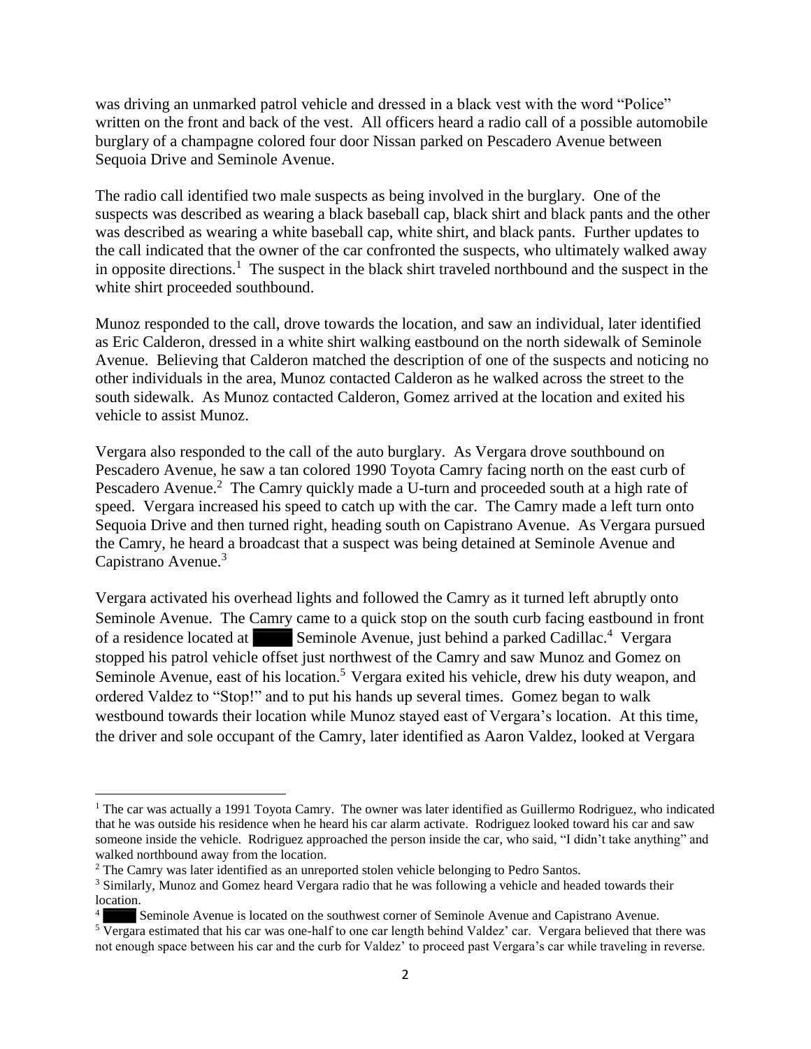was driving an unmarked patrol vehicle and dressed in a black vest with the word "Police" written on the front and back of the vest. All officers heard a radio call of a possible automobile burglary of a champagne colored four door Nissan parked on Pescadero Avenue between Sequoia Drive and Seminole Avenue.

The radio call identified two male suspects as being involved in the burglary. One of the suspects was described as wearing a black baseball cap, black shirt and black pants and the other was described as wearing a white baseball cap, white shirt, and black pants. Further updates to the call indicated that the owner of the car confronted the suspects, who ultimately walked away in opposite directions.[1] The suspect in the black shirt traveled northbound and the suspect in the white shirt proceeded southbound.

Munoz responded to the call, drove towards the location, and saw an individual, later identified as Eric Calderon, dressed in a white shirt walking eastbound on the north sidewalk of Seminole Avenue. Believing that Calderon matched the description of one of the suspects and noticing no other individuals in the area, Munoz contacted Calderon as he walked across the street to the south sidewalk. As Munoz contacted Calderon, Gomez arrived at the location and exited his vehicle to assist Munoz.

Vergara also responded to the call of the auto burglary. As Vergara drove southbound on Pescadero Avenue, he saw a tan colored 1990 Toyota Camry facing north on the east curb of Pescadero Avenue.[2] The Camry quickly made a U-turn and proceeded south at a high rate of speed. Vergara increased his speed to catch up with the car. The Camry made a left turn onto Sequoia Drive and then turned right, heading south on Capistrano Avenue. As Vergara pursued the Camry, he heard a broadcast that a suspect was being detained at Seminole Avenue and Capistrano Avenue.[3]

Vergara activated his overhead lights and followed the Camry as it turned left abruptly onto Seminole Avenue. The Camry came to a quick stop on the south curb facing eastbound in front of a residence located at ████ Seminole Avenue, just behind a parked Cadillac.[4] Vergara stopped his patrol vehicle offset just northwest of the Camry and saw Munoz and Gomez on Seminole Avenue, east of his location.[5] Vergara exited his vehicle, drew his duty weapon, and ordered Valdez to "Stop!" and to put his hands up several times. Gomez began to walk westbound towards their location while Munoz stayed east of Vergara's location. At this time, the driver and sole occupant of the Camry, later identified as Aaron Valdez, looked at Vergara

---

[1] The car was actually a 1991 Toyota Camry. The owner was later identified as Guillermo Rodriguez, who indicated that he was outside his residence when he heard his car alarm activate. Rodriguez looked toward his car and saw someone inside the vehicle. Rodriguez approached the person inside the car, who said, "I didn't take anything" and walked northbound away from the location.

[2] The Camry was later identified as an unreported stolen vehicle belonging to Pedro Santos.

[3] Similarly, Munoz and Gomez heard Vergara radio that he was following a vehicle and headed towards their location.

[4] ████ Seminole Avenue is located on the southwest corner of Seminole Avenue and Capistrano Avenue.

[5] Vergara estimated that his car was one-half to one car length behind Valdez' car. Vergara believed that there was not enough space between his car and the curb for Valdez' to proceed past Vergara's car while traveling in reverse.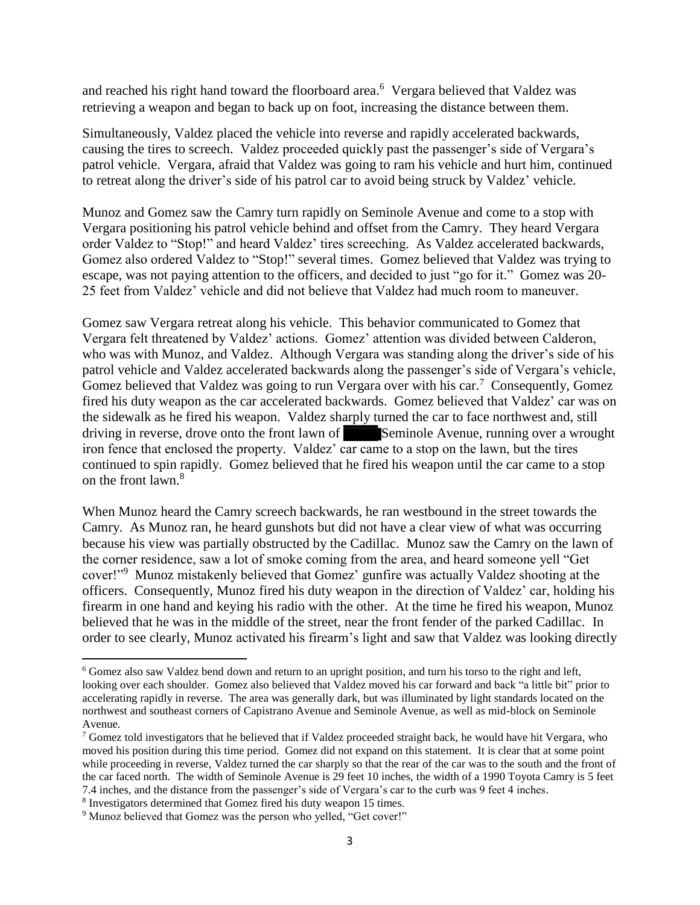and reached his right hand toward the floorboard area.[6] Vergara believed that Valdez was retrieving a weapon and began to back up on foot, increasing the distance between them.

Simultaneously, Valdez placed the vehicle into reverse and rapidly accelerated backwards, causing the tires to screech. Valdez proceeded quickly past the passenger's side of Vergara's patrol vehicle. Vergara, afraid that Valdez was going to ram his vehicle and hurt him, continued to retreat along the driver's side of his patrol car to avoid being struck by Valdez' vehicle.

Munoz and Gomez saw the Camry turn rapidly on Seminole Avenue and come to a stop with Vergara positioning his patrol vehicle behind and offset from the Camry. They heard Vergara order Valdez to "Stop!" and heard Valdez' tires screeching. As Valdez accelerated backwards, Gomez also ordered Valdez to "Stop!" several times. Gomez believed that Valdez was trying to escape, was not paying attention to the officers, and decided to just "go for it." Gomez was 20-25 feet from Valdez' vehicle and did not believe that Valdez had much room to maneuver.

Gomez saw Vergara retreat along his vehicle. This behavior communicated to Gomez that Vergara felt threatened by Valdez' actions. Gomez' attention was divided between Calderon, who was with Munoz, and Valdez. Although Vergara was standing along the driver's side of his patrol vehicle and Valdez accelerated backwards along the passenger's side of Vergara's vehicle, Gomez believed that Valdez was going to run Vergara over with his car.[7] Consequently, Gomez fired his duty weapon as the car accelerated backwards. Gomez believed that Valdez' car was on the sidewalk as he fired his weapon. Valdez sharply turned the car to face northwest and, still driving in reverse, drove onto the front lawn of ████ Seminole Avenue, running over a wrought iron fence that enclosed the property. Valdez' car came to a stop on the lawn, but the tires continued to spin rapidly. Gomez believed that he fired his weapon until the car came to a stop on the front lawn.[8]

When Munoz heard the Camry screech backwards, he ran westbound in the street towards the Camry. As Munoz ran, he heard gunshots but did not have a clear view of what was occurring because his view was partially obstructed by the Cadillac. Munoz saw the Camry on the lawn of the corner residence, saw a lot of smoke coming from the area, and heard someone yell "Get cover!"[9] Munoz mistakenly believed that Gomez' gunfire was actually Valdez shooting at the officers. Consequently, Munoz fired his duty weapon in the direction of Valdez' car, holding his firearm in one hand and keying his radio with the other. At the time he fired his weapon, Munoz believed that he was in the middle of the street, near the front fender of the parked Cadillac. In order to see clearly, Munoz activated his firearm's light and saw that Valdez was looking directly

---

[6] Gomez also saw Valdez bend down and return to an upright position, and turn his torso to the right and left, looking over each shoulder. Gomez also believed that Valdez moved his car forward and back "a little bit" prior to accelerating rapidly in reverse. The area was generally dark, but was illuminated by light standards located on the northwest and southeast corners of Capistrano Avenue and Seminole Avenue, as well as mid-block on Seminole Avenue.

[7] Gomez told investigators that he believed that if Valdez proceeded straight back, he would have hit Vergara, who moved his position during this time period. Gomez did not expand on this statement. It is clear that at some point while proceeding in reverse, Valdez turned the car sharply so that the rear of the car was to the south and the front of the car faced north. The width of Seminole Avenue is 29 feet 10 inches, the width of a 1990 Toyota Camry is 5 feet 7.4 inches, and the distance from the passenger's side of Vergara's car to the curb was 9 feet 4 inches.

[8] Investigators determined that Gomez fired his duty weapon 15 times.

[9] Munoz believed that Gomez was the person who yelled, "Get cover!"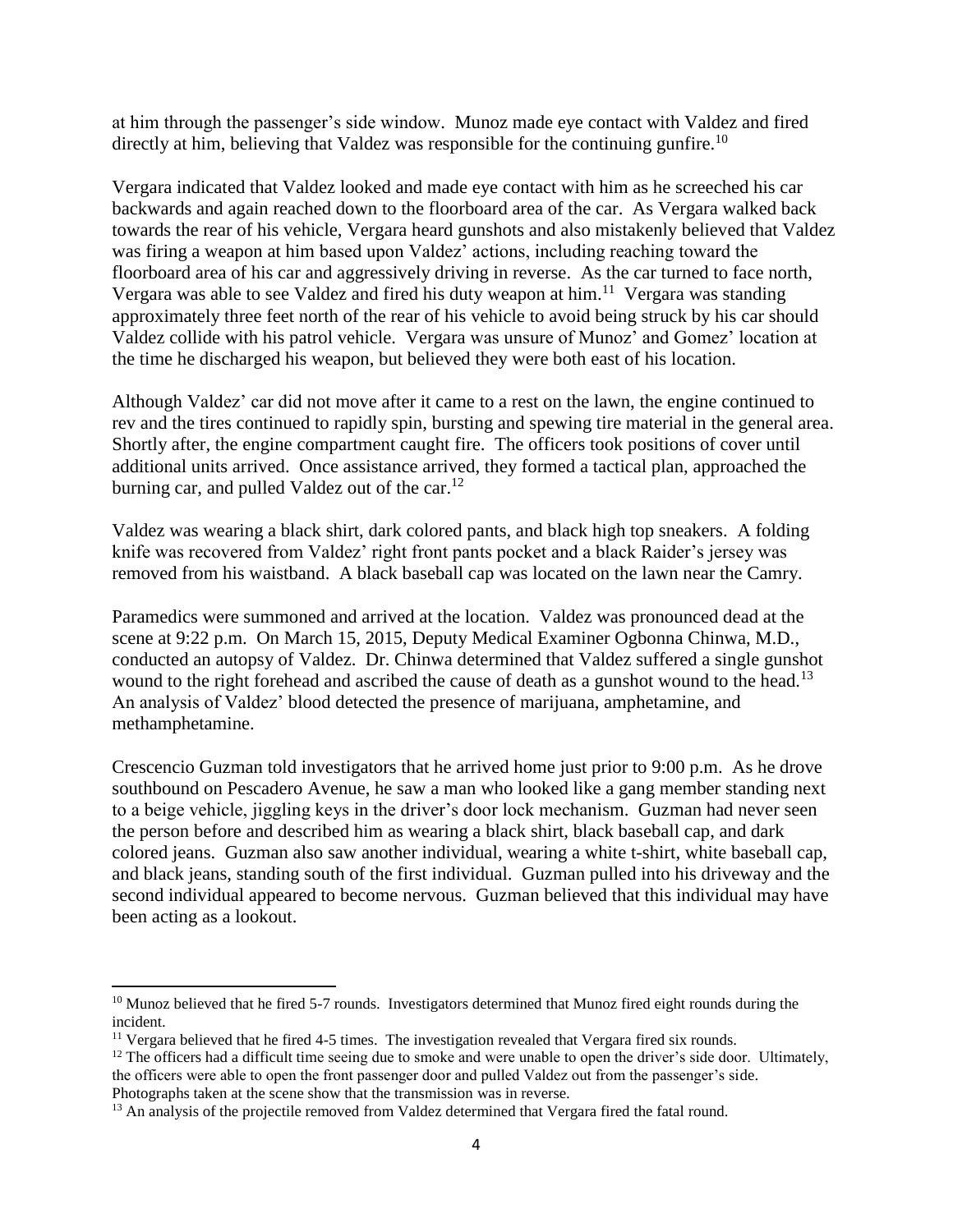at him through the passenger's side window. Munoz made eye contact with Valdez and fired directly at him, believing that Valdez was responsible for the continuing gunfire.[10]

Vergara indicated that Valdez looked and made eye contact with him as he screeched his car backwards and again reached down to the floorboard area of the car. As Vergara walked back towards the rear of his vehicle, Vergara heard gunshots and also mistakenly believed that Valdez was firing a weapon at him based upon Valdez' actions, including reaching toward the floorboard area of his car and aggressively driving in reverse. As the car turned to face north, Vergara was able to see Valdez and fired his duty weapon at him.[11] Vergara was standing approximately three feet north of the rear of his vehicle to avoid being struck by his car should Valdez collide with his patrol vehicle. Vergara was unsure of Munoz' and Gomez' location at the time he discharged his weapon, but believed they were both east of his location.

Although Valdez' car did not move after it came to a rest on the lawn, the engine continued to rev and the tires continued to rapidly spin, bursting and spewing tire material in the general area. Shortly after, the engine compartment caught fire. The officers took positions of cover until additional units arrived. Once assistance arrived, they formed a tactical plan, approached the burning car, and pulled Valdez out of the car.[12]

Valdez was wearing a black shirt, dark colored pants, and black high top sneakers. A folding knife was recovered from Valdez' right front pants pocket and a black Raider's jersey was removed from his waistband. A black baseball cap was located on the lawn near the Camry.

Paramedics were summoned and arrived at the location. Valdez was pronounced dead at the scene at 9:22 p.m. On March 15, 2015, Deputy Medical Examiner Ogbonna Chinwa, M.D., conducted an autopsy of Valdez. Dr. Chinwa determined that Valdez suffered a single gunshot wound to the right forehead and ascribed the cause of death as a gunshot wound to the head.[13] An analysis of Valdez' blood detected the presence of marijuana, amphetamine, and methamphetamine.

Crescencio Guzman told investigators that he arrived home just prior to 9:00 p.m. As he drove southbound on Pescadero Avenue, he saw a man who looked like a gang member standing next to a beige vehicle, jiggling keys in the driver's door lock mechanism. Guzman had never seen the person before and described him as wearing a black shirt, black baseball cap, and dark colored jeans. Guzman also saw another individual, wearing a white t-shirt, white baseball cap, and black jeans, standing south of the first individual. Guzman pulled into his driveway and the second individual appeared to become nervous. Guzman believed that this individual may have been acting as a lookout.

---

[10] Munoz believed that he fired 5-7 rounds. Investigators determined that Munoz fired eight rounds during the incident.

[11] Vergara believed that he fired 4-5 times. The investigation revealed that Vergara fired six rounds.

[12] The officers had a difficult time seeing due to smoke and were unable to open the driver's side door. Ultimately, the officers were able to open the front passenger door and pulled Valdez out from the passenger's side. Photographs taken at the scene show that the transmission was in reverse.

[13] An analysis of the projectile removed from Valdez determined that Vergara fired the fatal round.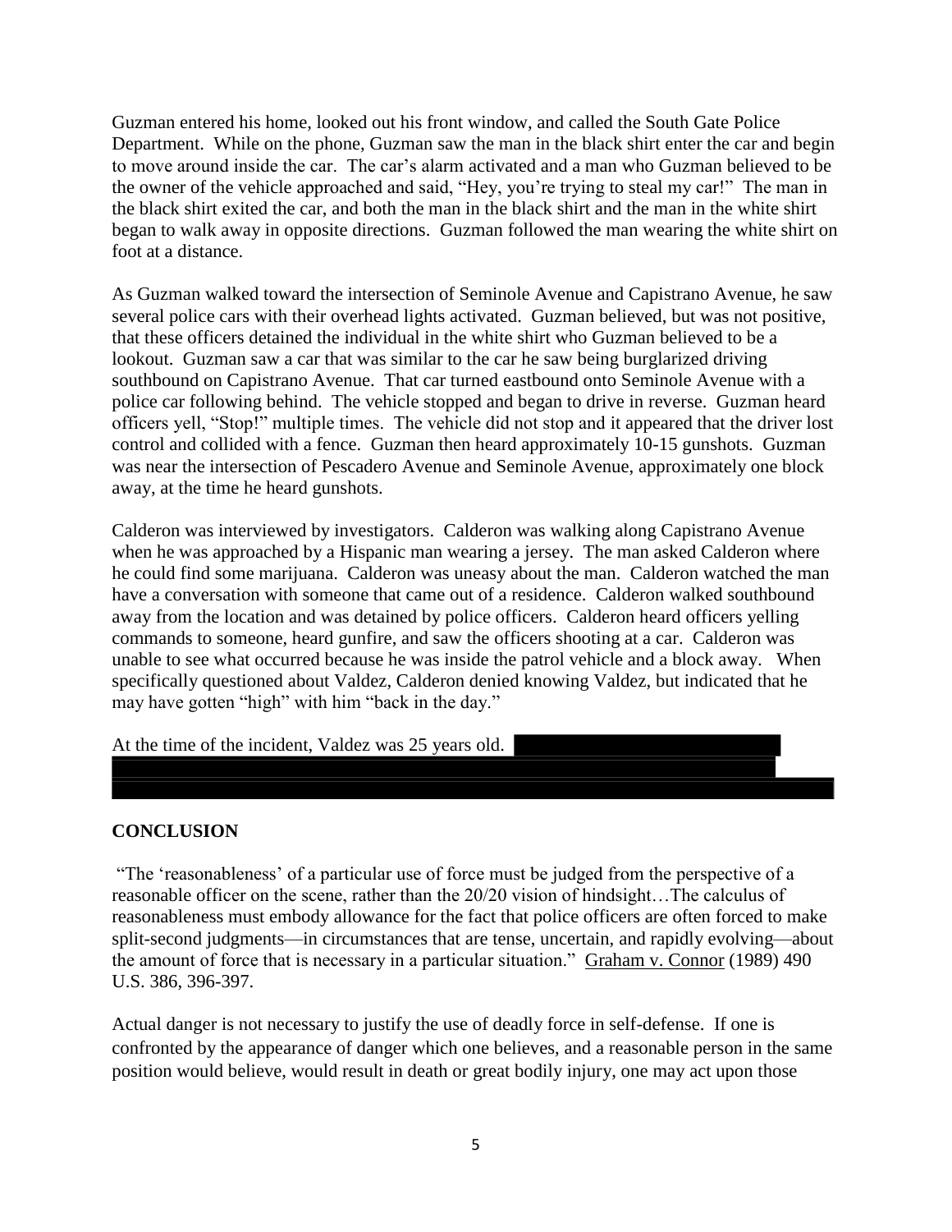Guzman entered his home, looked out his front window, and called the South Gate Police Department. While on the phone, Guzman saw the man in the black shirt enter the car and begin to move around inside the car. The car's alarm activated and a man who Guzman believed to be the owner of the vehicle approached and said, "Hey, you're trying to steal my car!" The man in the black shirt exited the car, and both the man in the black shirt and the man in the white shirt began to walk away in opposite directions. Guzman followed the man wearing the white shirt on foot at a distance.

As Guzman walked toward the intersection of Seminole Avenue and Capistrano Avenue, he saw several police cars with their overhead lights activated. Guzman believed, but was not positive, that these officers detained the individual in the white shirt who Guzman believed to be a lookout. Guzman saw a car that was similar to the car he saw being burglarized driving southbound on Capistrano Avenue. That car turned eastbound onto Seminole Avenue with a police car following behind. The vehicle stopped and began to drive in reverse. Guzman heard officers yell, "Stop!" multiple times. The vehicle did not stop and it appeared that the driver lost control and collided with a fence. Guzman then heard approximately 10-15 gunshots. Guzman was near the intersection of Pescadero Avenue and Seminole Avenue, approximately one block away, at the time he heard gunshots.

Calderon was interviewed by investigators. Calderon was walking along Capistrano Avenue when he was approached by a Hispanic man wearing a jersey. The man asked Calderon where he could find some marijuana. Calderon was uneasy about the man. Calderon watched the man have a conversation with someone that came out of a residence. Calderon walked southbound away from the location and was detained by police officers. Calderon heard officers yelling commands to someone, heard gunfire, and saw the officers shooting at a car. Calderon was unable to see what occurred because he was inside the patrol vehicle and a block away. When specifically questioned about Valdez, Calderon denied knowing Valdez, but indicated that he may have gotten "high" with him "back in the day."

At the time of the incident, Valdez was 25 years old.

## CONCLUSION

"The 'reasonableness' of a particular use of force must be judged from the perspective of a reasonable officer on the scene, rather than the 20/20 vision of hindsight…The calculus of reasonableness must embody allowance for the fact that police officers are often forced to make split-second judgments—in circumstances that are tense, uncertain, and rapidly evolving—about the amount of force that is necessary in a particular situation." Graham v. Connor (1989) 490 U.S. 386, 396-397.

Actual danger is not necessary to justify the use of deadly force in self-defense. If one is confronted by the appearance of danger which one believes, and a reasonable person in the same position would believe, would result in death or great bodily injury, one may act upon those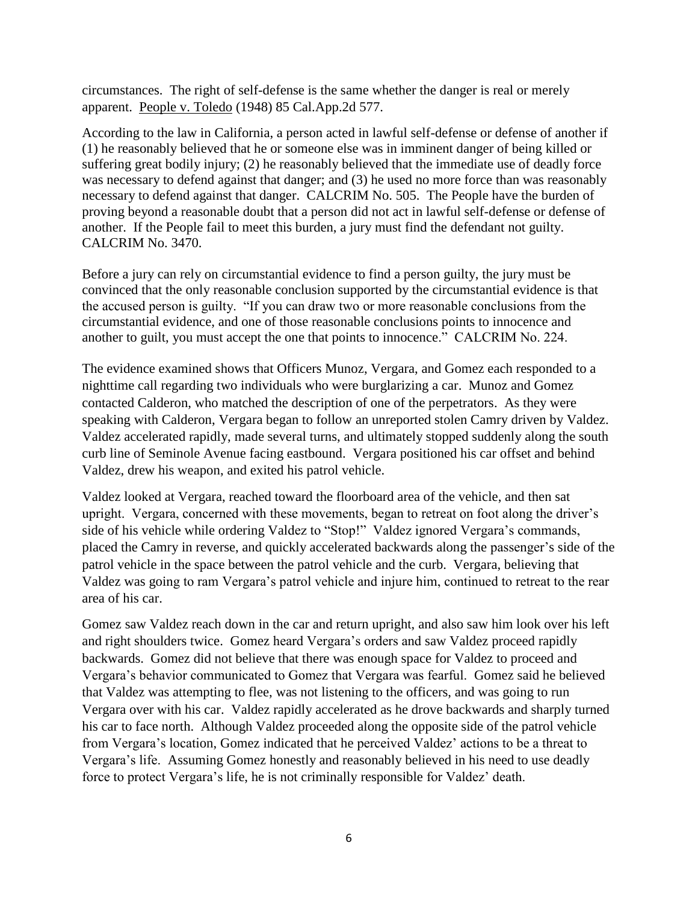circumstances. The right of self-defense is the same whether the danger is real or merely apparent. People v. Toledo (1948) 85 Cal.App.2d 577.

According to the law in California, a person acted in lawful self-defense or defense of another if (1) he reasonably believed that he or someone else was in imminent danger of being killed or suffering great bodily injury; (2) he reasonably believed that the immediate use of deadly force was necessary to defend against that danger; and (3) he used no more force than was reasonably necessary to defend against that danger. CALCRIM No. 505. The People have the burden of proving beyond a reasonable doubt that a person did not act in lawful self-defense or defense of another. If the People fail to meet this burden, a jury must find the defendant not guilty. CALCRIM No. 3470.

Before a jury can rely on circumstantial evidence to find a person guilty, the jury must be convinced that the only reasonable conclusion supported by the circumstantial evidence is that the accused person is guilty. "If you can draw two or more reasonable conclusions from the circumstantial evidence, and one of those reasonable conclusions points to innocence and another to guilt, you must accept the one that points to innocence." CALCRIM No. 224.

The evidence examined shows that Officers Munoz, Vergara, and Gomez each responded to a nighttime call regarding two individuals who were burglarizing a car. Munoz and Gomez contacted Calderon, who matched the description of one of the perpetrators. As they were speaking with Calderon, Vergara began to follow an unreported stolen Camry driven by Valdez. Valdez accelerated rapidly, made several turns, and ultimately stopped suddenly along the south curb line of Seminole Avenue facing eastbound. Vergara positioned his car offset and behind Valdez, drew his weapon, and exited his patrol vehicle.

Valdez looked at Vergara, reached toward the floorboard area of the vehicle, and then sat upright. Vergara, concerned with these movements, began to retreat on foot along the driver's side of his vehicle while ordering Valdez to "Stop!" Valdez ignored Vergara's commands, placed the Camry in reverse, and quickly accelerated backwards along the passenger's side of the patrol vehicle in the space between the patrol vehicle and the curb. Vergara, believing that Valdez was going to ram Vergara's patrol vehicle and injure him, continued to retreat to the rear area of his car.

Gomez saw Valdez reach down in the car and return upright, and also saw him look over his left and right shoulders twice. Gomez heard Vergara's orders and saw Valdez proceed rapidly backwards. Gomez did not believe that there was enough space for Valdez to proceed and Vergara's behavior communicated to Gomez that Vergara was fearful. Gomez said he believed that Valdez was attempting to flee, was not listening to the officers, and was going to run Vergara over with his car. Valdez rapidly accelerated as he drove backwards and sharply turned his car to face north. Although Valdez proceeded along the opposite side of the patrol vehicle from Vergara's location, Gomez indicated that he perceived Valdez' actions to be a threat to Vergara's life. Assuming Gomez honestly and reasonably believed in his need to use deadly force to protect Vergara's life, he is not criminally responsible for Valdez' death.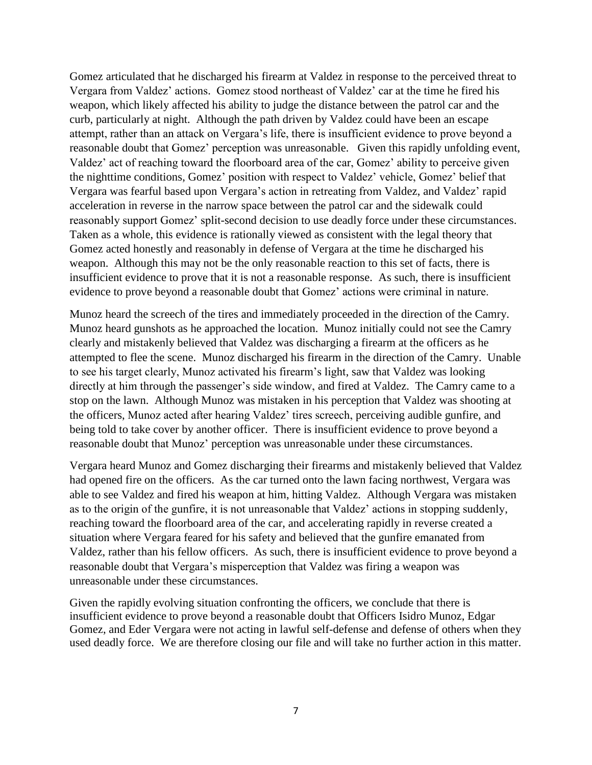Gomez articulated that he discharged his firearm at Valdez in response to the perceived threat to Vergara from Valdez' actions. Gomez stood northeast of Valdez' car at the time he fired his weapon, which likely affected his ability to judge the distance between the patrol car and the curb, particularly at night. Although the path driven by Valdez could have been an escape attempt, rather than an attack on Vergara's life, there is insufficient evidence to prove beyond a reasonable doubt that Gomez' perception was unreasonable. Given this rapidly unfolding event, Valdez' act of reaching toward the floorboard area of the car, Gomez' ability to perceive given the nighttime conditions, Gomez' position with respect to Valdez' vehicle, Gomez' belief that Vergara was fearful based upon Vergara's action in retreating from Valdez, and Valdez' rapid acceleration in reverse in the narrow space between the patrol car and the sidewalk could reasonably support Gomez' split-second decision to use deadly force under these circumstances. Taken as a whole, this evidence is rationally viewed as consistent with the legal theory that Gomez acted honestly and reasonably in defense of Vergara at the time he discharged his weapon. Although this may not be the only reasonable reaction to this set of facts, there is insufficient evidence to prove that it is not a reasonable response. As such, there is insufficient evidence to prove beyond a reasonable doubt that Gomez' actions were criminal in nature.

Munoz heard the screech of the tires and immediately proceeded in the direction of the Camry. Munoz heard gunshots as he approached the location. Munoz initially could not see the Camry clearly and mistakenly believed that Valdez was discharging a firearm at the officers as he attempted to flee the scene. Munoz discharged his firearm in the direction of the Camry. Unable to see his target clearly, Munoz activated his firearm's light, saw that Valdez was looking directly at him through the passenger's side window, and fired at Valdez. The Camry came to a stop on the lawn. Although Munoz was mistaken in his perception that Valdez was shooting at the officers, Munoz acted after hearing Valdez' tires screech, perceiving audible gunfire, and being told to take cover by another officer. There is insufficient evidence to prove beyond a reasonable doubt that Munoz' perception was unreasonable under these circumstances.

Vergara heard Munoz and Gomez discharging their firearms and mistakenly believed that Valdez had opened fire on the officers. As the car turned onto the lawn facing northwest, Vergara was able to see Valdez and fired his weapon at him, hitting Valdez. Although Vergara was mistaken as to the origin of the gunfire, it is not unreasonable that Valdez' actions in stopping suddenly, reaching toward the floorboard area of the car, and accelerating rapidly in reverse created a situation where Vergara feared for his safety and believed that the gunfire emanated from Valdez, rather than his fellow officers. As such, there is insufficient evidence to prove beyond a reasonable doubt that Vergara's misperception that Valdez was firing a weapon was unreasonable under these circumstances.

Given the rapidly evolving situation confronting the officers, we conclude that there is insufficient evidence to prove beyond a reasonable doubt that Officers Isidro Munoz, Edgar Gomez, and Eder Vergara were not acting in lawful self-defense and defense of others when they used deadly force. We are therefore closing our file and will take no further action in this matter.